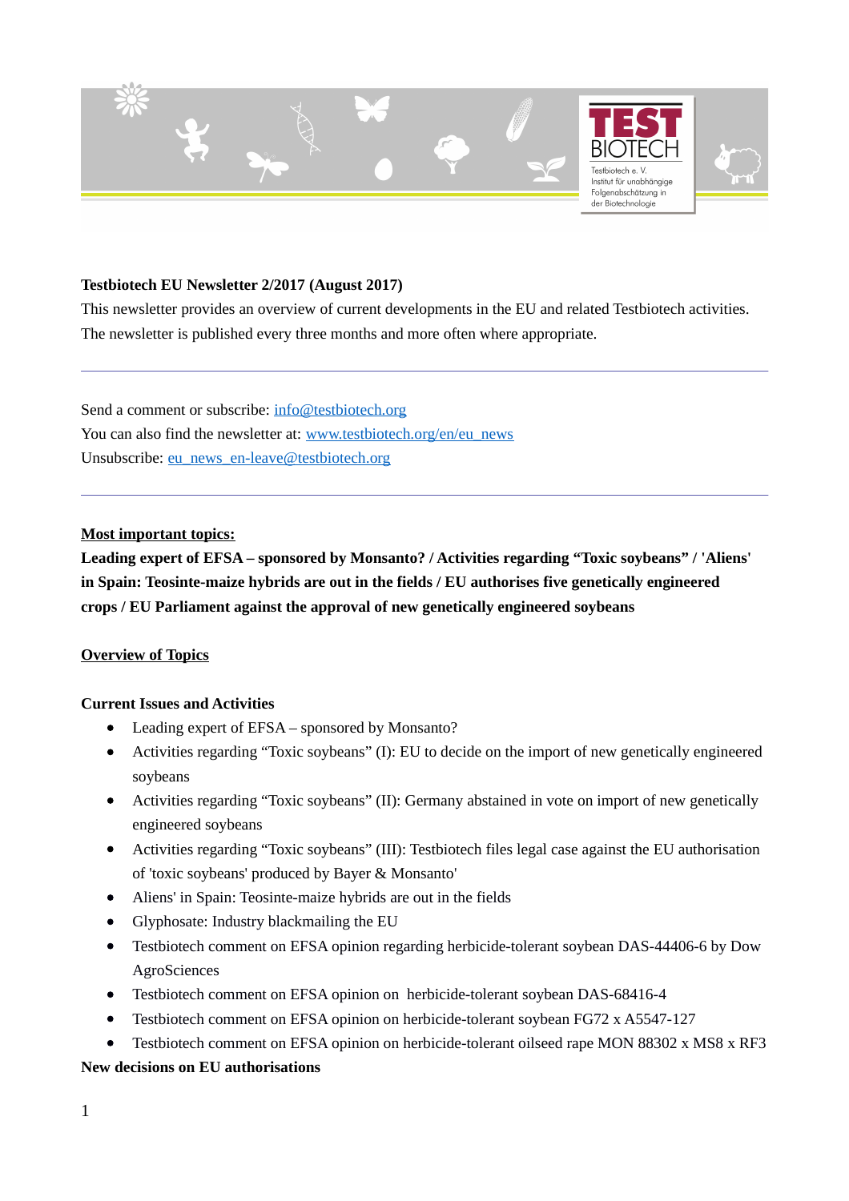**Testbiotech EU Newsletter 2/2017 (August 2017)**

This newsletter provides an overview of current developments in the EU and related Testbiotech activities. The newsletter is published every three months and more often where appropriate.

---

Send a comment or subscribe: info@testbiotech.org

You can also find the newsletter at: www.testbiotech.org/en/eu_news

Unsubscribe: eu_news_en-leave@testbiotech.org

---

**Most important topics:**

**Leading expert of EFSA – sponsored by Monsanto? / Activities regarding "Toxic soybeans" / 'Aliens' in Spain: Teosinte-maize hybrids are out in the fields / EU authorises five genetically engineered crops / EU Parliament against the approval of new genetically engineered soybeans**

**Overview of Topics**

**Current Issues and Activities**

- Leading expert of EFSA – sponsored by Monsanto?
- Activities regarding "Toxic soybeans" (I): EU to decide on the import of new genetically engineered soybeans
- Activities regarding "Toxic soybeans" (II): Germany abstained in vote on import of new genetically engineered soybeans
- Activities regarding "Toxic soybeans" (III): Testbiotech files legal case against the EU authorisation of 'toxic soybeans' produced by Bayer & Monsanto'
- Aliens' in Spain: Teosinte-maize hybrids are out in the fields
- Glyphosate: Industry blackmailing the EU
- Testbiotech comment on EFSA opinion regarding herbicide-tolerant soybean DAS-44406-6 by Dow AgroSciences
- Testbiotech comment on EFSA opinion on herbicide-tolerant soybean DAS-68416-4
- Testbiotech comment on EFSA opinion on herbicide-tolerant soybean FG72 x A5547-127
- Testbiotech comment on EFSA opinion on herbicide-tolerant oilseed rape MON 88302 x MS8 x RF3

**New decisions on EU authorisations**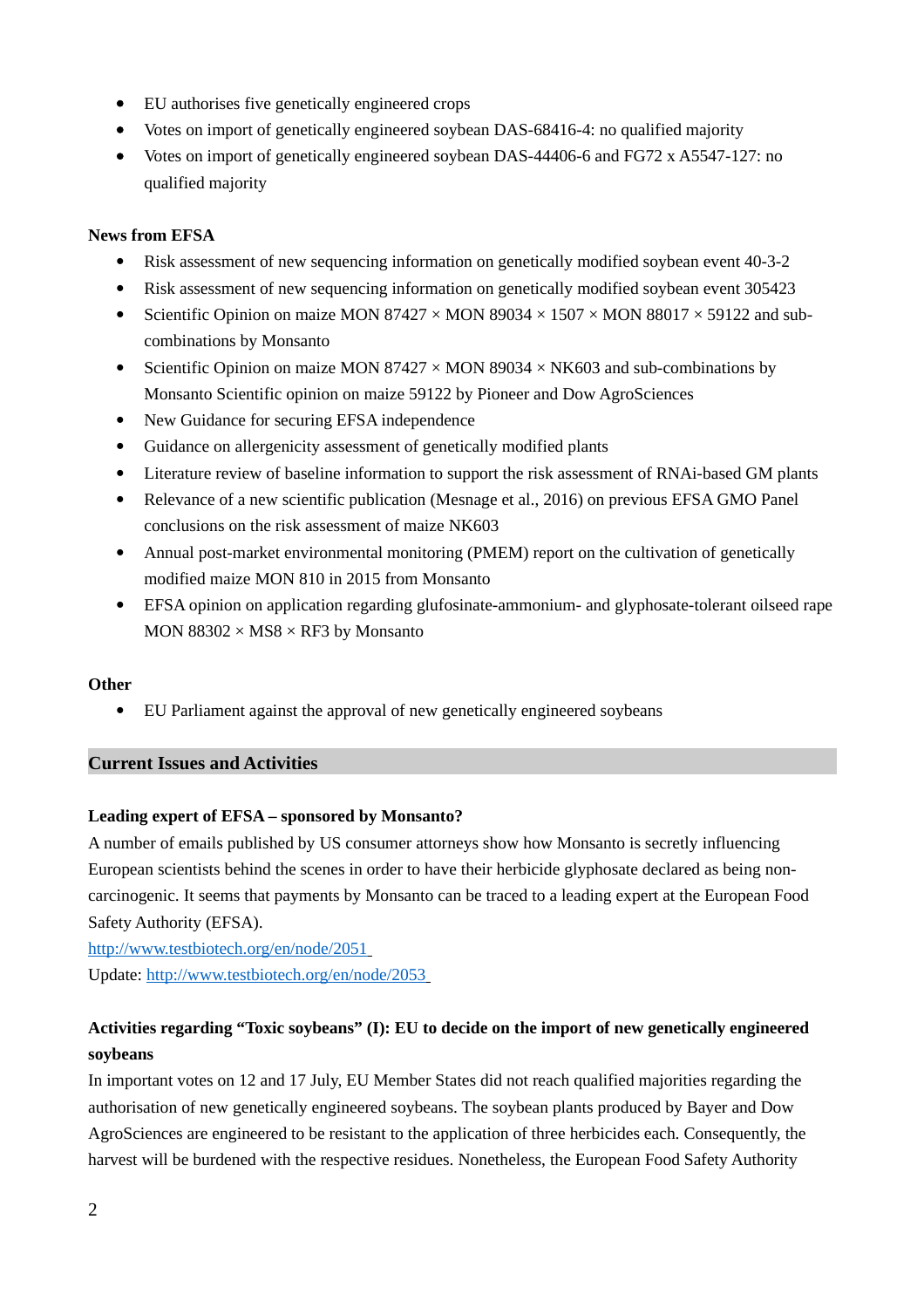- EU authorises five genetically engineered crops
- Votes on import of genetically engineered soybean DAS-68416-4: no qualified majority
- Votes on import of genetically engineered soybean DAS-44406-6 and FG72 x A5547-127: no qualified majority

**News from EFSA**

- Risk assessment of new sequencing information on genetically modified soybean event 40-3-2
- Risk assessment of new sequencing information on genetically modified soybean event 305423
- Scientific Opinion on maize MON 87427 × MON 89034 × 1507 × MON 88017 × 59122 and sub-combinations by Monsanto
- Scientific Opinion on maize MON 87427 × MON 89034 × NK603 and sub-combinations by Monsanto Scientific opinion on maize 59122 by Pioneer and Dow AgroSciences
- New Guidance for securing EFSA independence
- Guidance on allergenicity assessment of genetically modified plants
- Literature review of baseline information to support the risk assessment of RNAi-based GM plants
- Relevance of a new scientific publication (Mesnage et al., 2016) on previous EFSA GMO Panel conclusions on the risk assessment of maize NK603
- Annual post-market environmental monitoring (PMEM) report on the cultivation of genetically modified maize MON 810 in 2015 from Monsanto
- EFSA opinion on application regarding glufosinate-ammonium- and glyphosate-tolerant oilseed rape MON 88302 × MS8 × RF3 by Monsanto

**Other**

- EU Parliament against the approval of new genetically engineered soybeans

## Current Issues and Activities

**Leading expert of EFSA – sponsored by Monsanto?**

A number of emails published by US consumer attorneys show how Monsanto is secretly influencing European scientists behind the scenes in order to have their herbicide glyphosate declared as being non-carcinogenic. It seems that payments by Monsanto can be traced to a leading expert at the European Food Safety Authority (EFSA).

http://www.testbiotech.org/en/node/2051

Update: http://www.testbiotech.org/en/node/2053

**Activities regarding "Toxic soybeans" (I): EU to decide on the import of new genetically engineered soybeans**

In important votes on 12 and 17 July, EU Member States did not reach qualified majorities regarding the authorisation of new genetically engineered soybeans. The soybean plants produced by Bayer and Dow AgroSciences are engineered to be resistant to the application of three herbicides each. Consequently, the harvest will be burdened with the respective residues. Nonetheless, the European Food Safety Authority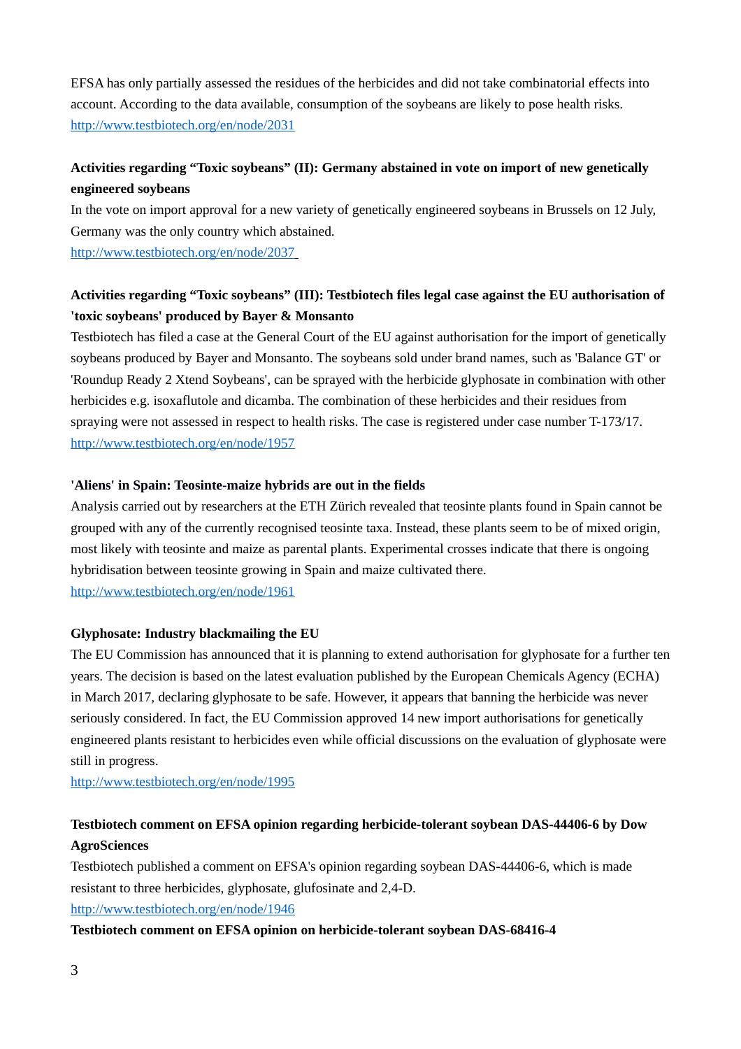EFSA has only partially assessed the residues of the herbicides and did not take combinatorial effects into account. According to the data available, consumption of the soybeans are likely to pose health risks.
http://www.testbiotech.org/en/node/2031

**Activities regarding "Toxic soybeans" (II): Germany abstained in vote on import of new genetically engineered soybeans**

In the vote on import approval for a new variety of genetically engineered soybeans in Brussels on 12 July, Germany was the only country which abstained.
http://www.testbiotech.org/en/node/2037

**Activities regarding "Toxic soybeans" (III): Testbiotech files legal case against the EU authorisation of 'toxic soybeans' produced by Bayer & Monsanto**

Testbiotech has filed a case at the General Court of the EU against authorisation for the import of genetically soybeans produced by Bayer and Monsanto. The soybeans sold under brand names, such as 'Balance GT' or 'Roundup Ready 2 Xtend Soybeans', can be sprayed with the herbicide glyphosate in combination with other herbicides e.g. isoxaflutole and dicamba. The combination of these herbicides and their residues from spraying were not assessed in respect to health risks. The case is registered under case number T-173/17.
http://www.testbiotech.org/en/node/1957

**'Aliens' in Spain: Teosinte-maize hybrids are out in the fields**

Analysis carried out by researchers at the ETH Zürich revealed that teosinte plants found in Spain cannot be grouped with any of the currently recognised teosinte taxa. Instead, these plants seem to be of mixed origin, most likely with teosinte and maize as parental plants. Experimental crosses indicate that there is ongoing hybridisation between teosinte growing in Spain and maize cultivated there.
http://www.testbiotech.org/en/node/1961

**Glyphosate: Industry blackmailing the EU**

The EU Commission has announced that it is planning to extend authorisation for glyphosate for a further ten years. The decision is based on the latest evaluation published by the European Chemicals Agency (ECHA) in March 2017, declaring glyphosate to be safe. However, it appears that banning the herbicide was never seriously considered. In fact, the EU Commission approved 14 new import authorisations for genetically engineered plants resistant to herbicides even while official discussions on the evaluation of glyphosate were still in progress.
http://www.testbiotech.org/en/node/1995

**Testbiotech comment on EFSA opinion regarding herbicide-tolerant soybean DAS-44406-6 by Dow AgroSciences**

Testbiotech published a comment on EFSA's opinion regarding soybean DAS-44406-6, which is made resistant to three herbicides, glyphosate, glufosinate and 2,4-D.
http://www.testbiotech.org/en/node/1946

**Testbiotech comment on EFSA opinion on herbicide-tolerant soybean DAS-68416-4**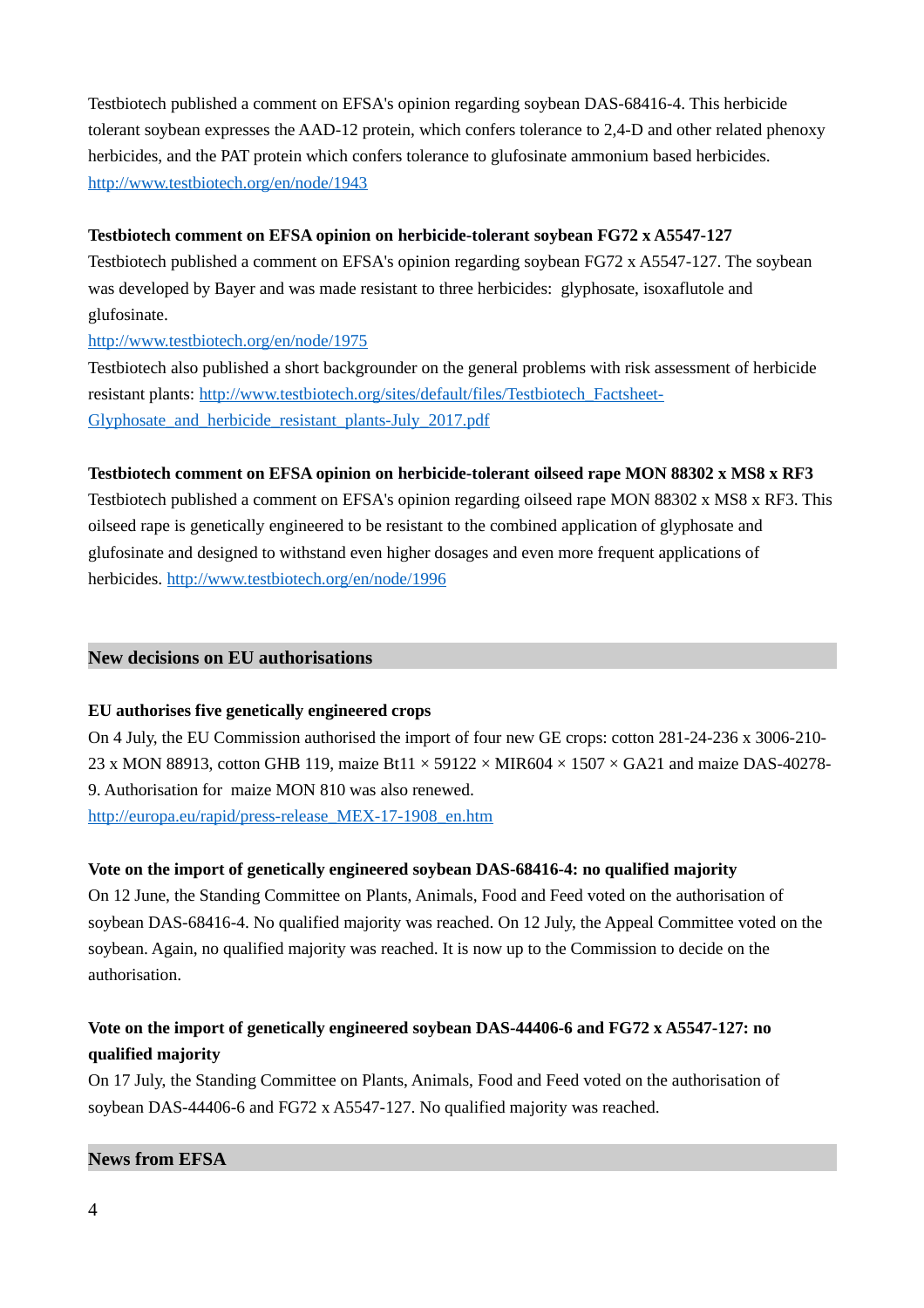Testbiotech published a comment on EFSA's opinion regarding soybean DAS-68416-4. This herbicide tolerant soybean expresses the AAD-12 protein, which confers tolerance to 2,4-D and other related phenoxy herbicides, and the PAT protein which confers tolerance to glufosinate ammonium based herbicides. http://www.testbiotech.org/en/node/1943

**Testbiotech comment on EFSA opinion on herbicide-tolerant soybean FG72 x A5547-127**

Testbiotech published a comment on EFSA's opinion regarding soybean FG72 x A5547-127. The soybean was developed by Bayer and was made resistant to three herbicides: glyphosate, isoxaflutole and glufosinate.

http://www.testbiotech.org/en/node/1975

Testbiotech also published a short backgrounder on the general problems with risk assessment of herbicide resistant plants: http://www.testbiotech.org/sites/default/files/Testbiotech_Factsheet-Glyphosate_and_herbicide_resistant_plants-July_2017.pdf

**Testbiotech comment on EFSA opinion on herbicide-tolerant oilseed rape MON 88302 x MS8 x RF3**

Testbiotech published a comment on EFSA's opinion regarding oilseed rape MON 88302 x MS8 x RF3. This oilseed rape is genetically engineered to be resistant to the combined application of glyphosate and glufosinate and designed to withstand even higher dosages and even more frequent applications of herbicides. http://www.testbiotech.org/en/node/1996

## New decisions on EU authorisations

**EU authorises five genetically engineered crops**

On 4 July, the EU Commission authorised the import of four new GE crops: cotton 281-24-236 x 3006-210-23 x MON 88913, cotton GHB 119, maize Bt11 × 59122 × MIR604 × 1507 × GA21 and maize DAS-40278-9. Authorisation for maize MON 810 was also renewed.

http://europa.eu/rapid/press-release_MEX-17-1908_en.htm

**Vote on the import of genetically engineered soybean DAS-68416-4: no qualified majority**

On 12 June, the Standing Committee on Plants, Animals, Food and Feed voted on the authorisation of soybean DAS-68416-4. No qualified majority was reached. On 12 July, the Appeal Committee voted on the soybean. Again, no qualified majority was reached. It is now up to the Commission to decide on the authorisation.

**Vote on the import of genetically engineered soybean DAS-44406-6 and FG72 x A5547-127: no qualified majority**

On 17 July, the Standing Committee on Plants, Animals, Food and Feed voted on the authorisation of soybean DAS-44406-6 and FG72 x A5547-127. No qualified majority was reached.

## News from EFSA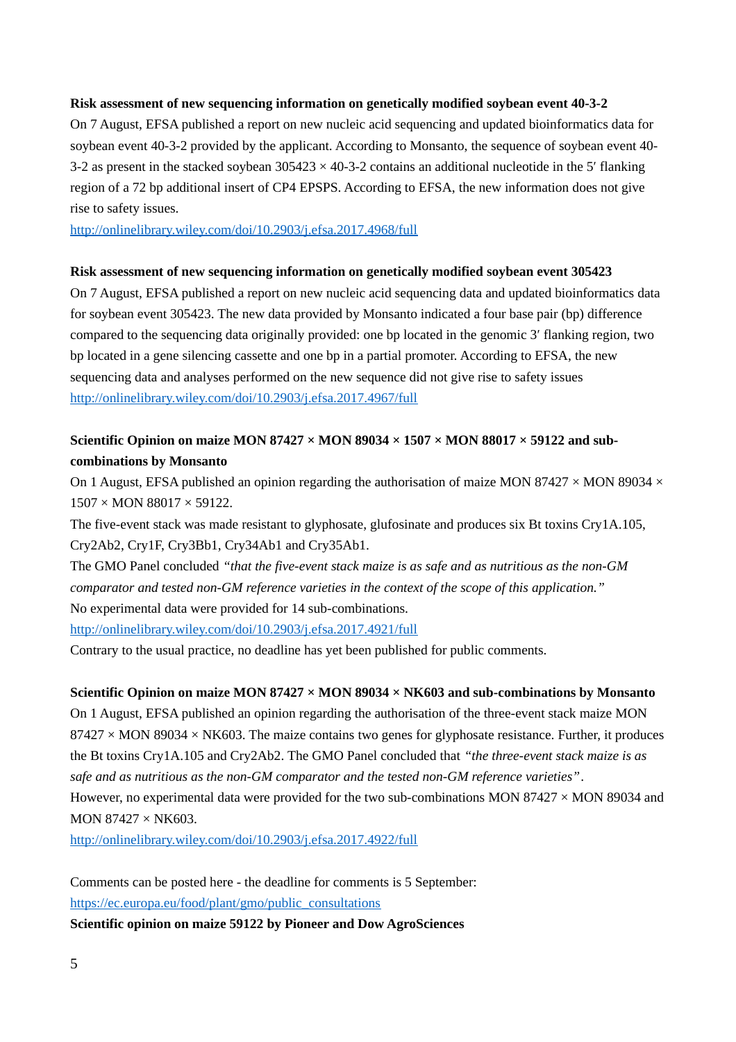**Risk assessment of new sequencing information on genetically modified soybean event 40-3-2**

On 7 August, EFSA published a report on new nucleic acid sequencing and updated bioinformatics data for soybean event 40-3-2 provided by the applicant. According to Monsanto, the sequence of soybean event 40-3-2 as present in the stacked soybean 305423 × 40-3-2 contains an additional nucleotide in the 5′ flanking region of a 72 bp additional insert of CP4 EPSPS. According to EFSA, the new information does not give rise to safety issues.

http://onlinelibrary.wiley.com/doi/10.2903/j.efsa.2017.4968/full

**Risk assessment of new sequencing information on genetically modified soybean event 305423**

On 7 August, EFSA published a report on new nucleic acid sequencing data and updated bioinformatics data for soybean event 305423. The new data provided by Monsanto indicated a four base pair (bp) difference compared to the sequencing data originally provided: one bp located in the genomic 3′ flanking region, two bp located in a gene silencing cassette and one bp in a partial promoter. According to EFSA, the new sequencing data and analyses performed on the new sequence did not give rise to safety issues

http://onlinelibrary.wiley.com/doi/10.2903/j.efsa.2017.4967/full

**Scientific Opinion on maize MON 87427 × MON 89034 × 1507 × MON 88017 × 59122 and sub-combinations by Monsanto**

On 1 August, EFSA published an opinion regarding the authorisation of maize MON 87427 × MON 89034 × 1507 × MON 88017 × 59122.

The five-event stack was made resistant to glyphosate, glufosinate and produces six Bt toxins Cry1A.105, Cry2Ab2, Cry1F, Cry3Bb1, Cry34Ab1 and Cry35Ab1.

The GMO Panel concluded *"that the five-event stack maize is as safe and as nutritious as the non-GM comparator and tested non-GM reference varieties in the context of the scope of this application."*

No experimental data were provided for 14 sub-combinations.

http://onlinelibrary.wiley.com/doi/10.2903/j.efsa.2017.4921/full

Contrary to the usual practice, no deadline has yet been published for public comments.

**Scientific Opinion on maize MON 87427 × MON 89034 × NK603 and sub-combinations by Monsanto**

On 1 August, EFSA published an opinion regarding the authorisation of the three-event stack maize MON 87427 × MON 89034 × NK603. The maize contains two genes for glyphosate resistance. Further, it produces the Bt toxins Cry1A.105 and Cry2Ab2. The GMO Panel concluded that *"the three-event stack maize is as safe and as nutritious as the non-GM comparator and the tested non-GM reference varieties"*.

However, no experimental data were provided for the two sub-combinations MON 87427 × MON 89034 and MON 87427 × NK603.

http://onlinelibrary.wiley.com/doi/10.2903/j.efsa.2017.4922/full

Comments can be posted here - the deadline for comments is 5 September:

https://ec.europa.eu/food/plant/gmo/public_consultations

**Scientific opinion on maize 59122 by Pioneer and Dow AgroSciences**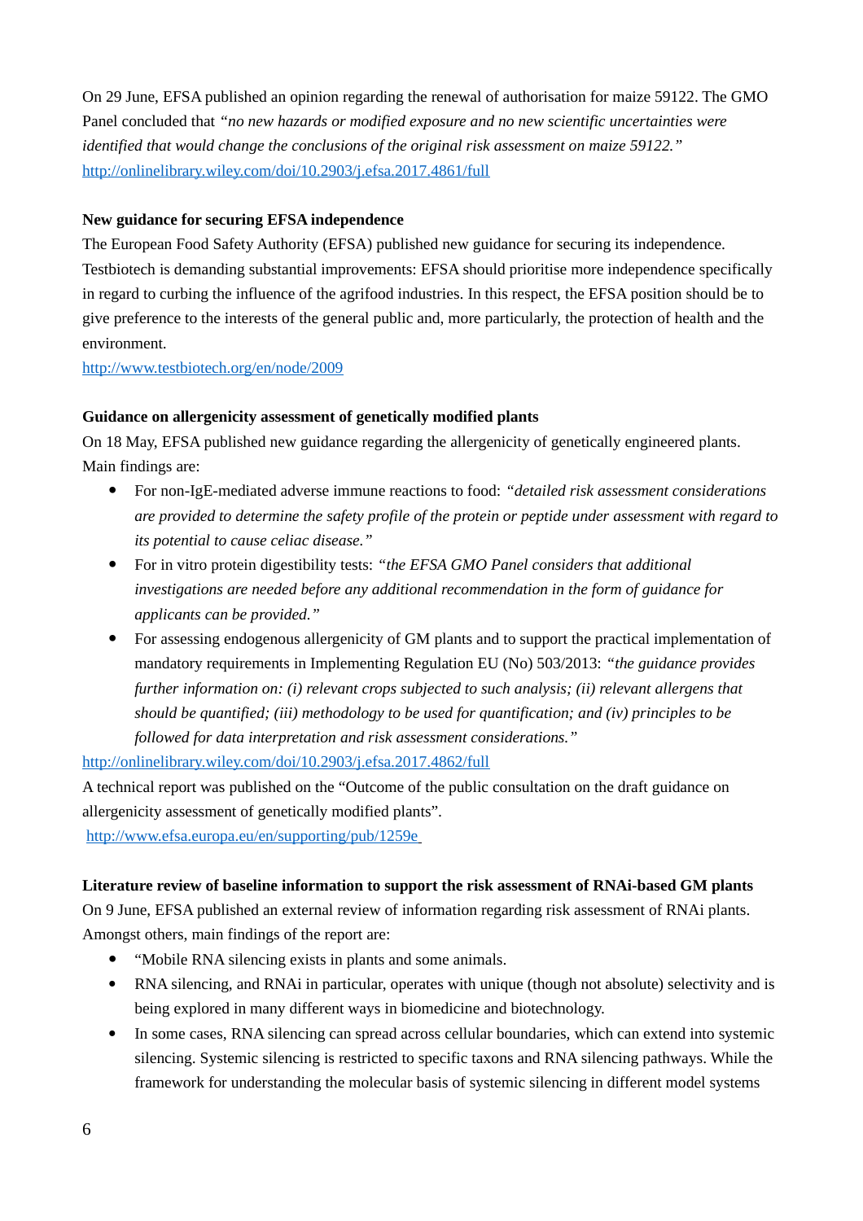On 29 June, EFSA published an opinion regarding the renewal of authorisation for maize 59122. The GMO Panel concluded that *"no new hazards or modified exposure and no new scientific uncertainties were identified that would change the conclusions of the original risk assessment on maize 59122."*
http://onlinelibrary.wiley.com/doi/10.2903/j.efsa.2017.4861/full

**New guidance for securing EFSA independence**

The European Food Safety Authority (EFSA) published new guidance for securing its independence. Testbiotech is demanding substantial improvements: EFSA should prioritise more independence specifically in regard to curbing the influence of the agrifood industries. In this respect, the EFSA position should be to give preference to the interests of the general public and, more particularly, the protection of health and the environment.
http://www.testbiotech.org/en/node/2009

**Guidance on allergenicity assessment of genetically modified plants**

On 18 May, EFSA published new guidance regarding the allergenicity of genetically engineered plants. Main findings are:

- For non-IgE-mediated adverse immune reactions to food: *"detailed risk assessment considerations are provided to determine the safety profile of the protein or peptide under assessment with regard to its potential to cause celiac disease."*
- For in vitro protein digestibility tests: *"the EFSA GMO Panel considers that additional investigations are needed before any additional recommendation in the form of guidance for applicants can be provided."*
- For assessing endogenous allergenicity of GM plants and to support the practical implementation of mandatory requirements in Implementing Regulation EU (No) 503/2013: *"the guidance provides further information on: (i) relevant crops subjected to such analysis; (ii) relevant allergens that should be quantified; (iii) methodology to be used for quantification; and (iv) principles to be followed for data interpretation and risk assessment considerations."*

http://onlinelibrary.wiley.com/doi/10.2903/j.efsa.2017.4862/full

A technical report was published on the "Outcome of the public consultation on the draft guidance on allergenicity assessment of genetically modified plants".
http://www.efsa.europa.eu/en/supporting/pub/1259e

**Literature review of baseline information to support the risk assessment of RNAi-based GM plants**

On 9 June, EFSA published an external review of information regarding risk assessment of RNAi plants. Amongst others, main findings of the report are:

- "Mobile RNA silencing exists in plants and some animals.
- RNA silencing, and RNAi in particular, operates with unique (though not absolute) selectivity and is being explored in many different ways in biomedicine and biotechnology.
- In some cases, RNA silencing can spread across cellular boundaries, which can extend into systemic silencing. Systemic silencing is restricted to specific taxons and RNA silencing pathways. While the framework for understanding the molecular basis of systemic silencing in different model systems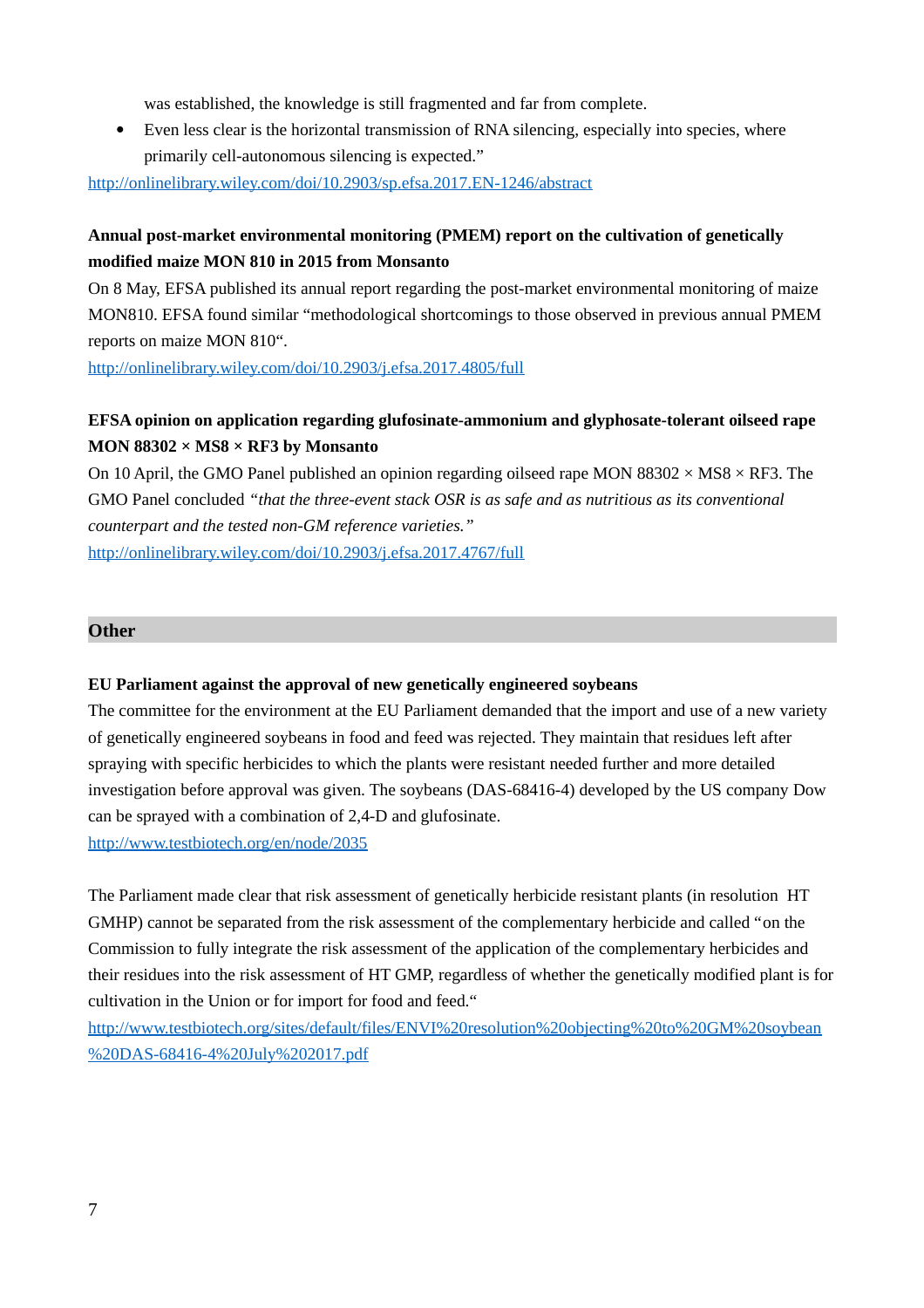was established, the knowledge is still fragmented and far from complete.

- Even less clear is the horizontal transmission of RNA silencing, especially into species, where primarily cell-autonomous silencing is expected."

http://onlinelibrary.wiley.com/doi/10.2903/sp.efsa.2017.EN-1246/abstract

**Annual post-market environmental monitoring (PMEM) report on the cultivation of genetically modified maize MON 810 in 2015 from Monsanto**

On 8 May, EFSA published its annual report regarding the post-market environmental monitoring of maize MON810. EFSA found similar "methodological shortcomings to those observed in previous annual PMEM reports on maize MON 810".

http://onlinelibrary.wiley.com/doi/10.2903/j.efsa.2017.4805/full

**EFSA opinion on application regarding glufosinate-ammonium and glyphosate-tolerant oilseed rape MON 88302 × MS8 × RF3 by Monsanto**

On 10 April, the GMO Panel published an opinion regarding oilseed rape MON 88302 × MS8 × RF3. The GMO Panel concluded *"that the three-event stack OSR is as safe and as nutritious as its conventional counterpart and the tested non-GM reference varieties."*

http://onlinelibrary.wiley.com/doi/10.2903/j.efsa.2017.4767/full

## Other

**EU Parliament against the approval of new genetically engineered soybeans**

The committee for the environment at the EU Parliament demanded that the import and use of a new variety of genetically engineered soybeans in food and feed was rejected. They maintain that residues left after spraying with specific herbicides to which the plants were resistant needed further and more detailed investigation before approval was given. The soybeans (DAS-68416-4) developed by the US company Dow can be sprayed with a combination of 2,4-D and glufosinate.

http://www.testbiotech.org/en/node/2035

The Parliament made clear that risk assessment of genetically herbicide resistant plants (in resolution HT GMHP) cannot be separated from the risk assessment of the complementary herbicide and called "on the Commission to fully integrate the risk assessment of the application of the complementary herbicides and their residues into the risk assessment of HT GMP, regardless of whether the genetically modified plant is for cultivation in the Union or for import for food and feed."

http://www.testbiotech.org/sites/default/files/ENVI%20resolution%20objecting%20to%20GM%20soybean%20DAS-68416-4%20July%202017.pdf